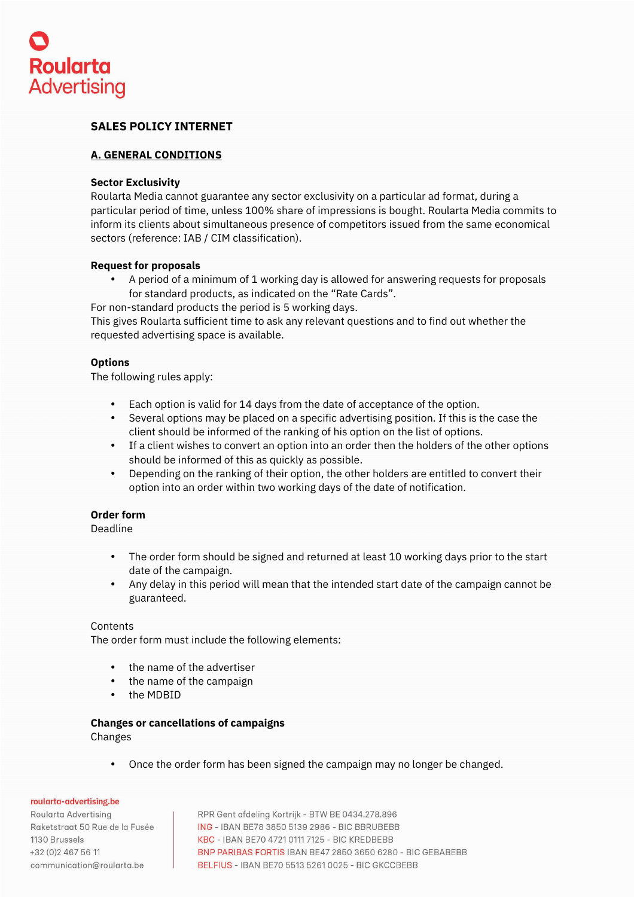# SALES POLICY INTERNET

## A. GENERAL CONDITIONS

### Sector Exclusivity

Roularta Media cannot guarantee any sector exclusivity on a particular ad format, during a particular period of time, unless 100% share of impressions is bought. Roularta Media commits to inform its clients about simultaneous presence of competitors issued from the same economical sectors (reference: IAB / CIM classification).

### Request for proposals

- A period of a minimum of 1 working day is allowed for answering requests for proposals for standard products, as indicated on the "Rate Cards".

For non-standard products the period is 5 working days.
This gives Roularta sufficient time to ask any relevant questions and to find out whether the requested advertising space is available.

### Options

The following rules apply:

- Each option is valid for 14 days from the date of acceptance of the option.
- Several options may be placed on a specific advertising position. If this is the case the client should be informed of the ranking of his option on the list of options.
- If a client wishes to convert an option into an order then the holders of the other options should be informed of this as quickly as possible.
- Depending on the ranking of their option, the other holders are entitled to convert their option into an order within two working days of the date of notification.

### Order form

Deadline

- The order form should be signed and returned at least 10 working days prior to the start date of the campaign.
- Any delay in this period will mean that the intended start date of the campaign cannot be guaranteed.

Contents

The order form must include the following elements:

- the name of the advertiser
- the name of the campaign
- the MDBID

### Changes or cancellations of campaigns

Changes

- Once the order form has been signed the campaign may no longer be changed.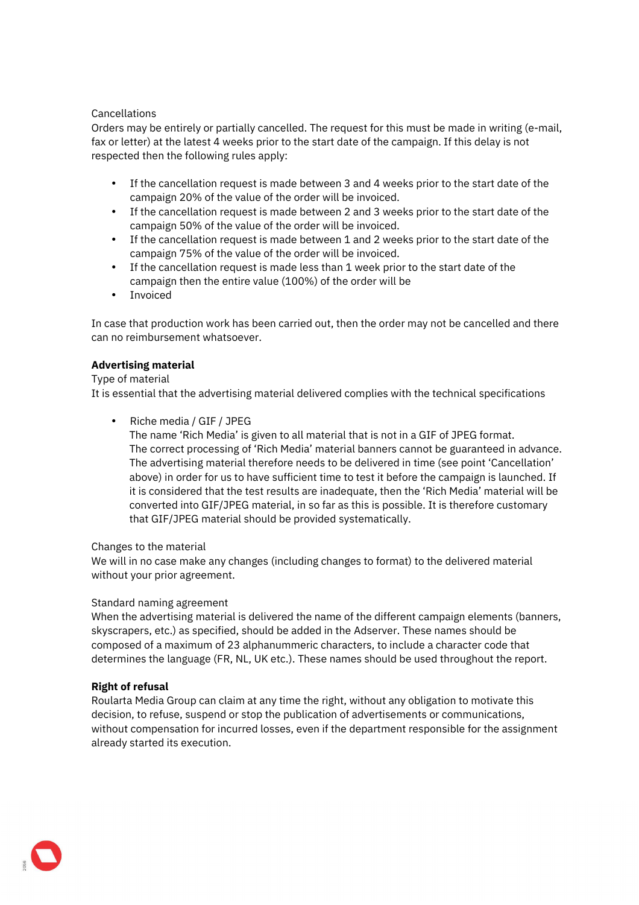Cancellations

Orders may be entirely or partially cancelled. The request for this must be made in writing (e-mail, fax or letter) at the latest 4 weeks prior to the start date of the campaign. If this delay is not respected then the following rules apply:

- If the cancellation request is made between 3 and 4 weeks prior to the start date of the campaign 20% of the value of the order will be invoiced.
- If the cancellation request is made between 2 and 3 weeks prior to the start date of the campaign 50% of the value of the order will be invoiced.
- If the cancellation request is made between 1 and 2 weeks prior to the start date of the campaign 75% of the value of the order will be invoiced.
- If the cancellation request is made less than 1 week prior to the start date of the campaign then the entire value (100%) of the order will be
- Invoiced

In case that production work has been carried out, then the order may not be cancelled and there can no reimbursement whatsoever.

**Advertising material**

Type of material

It is essential that the advertising material delivered complies with the technical specifications

- Riche media / GIF / JPEG
  The name 'Rich Media' is given to all material that is not in a GIF of JPEG format.
  The correct processing of 'Rich Media' material banners cannot be guaranteed in advance. The advertising material therefore needs to be delivered in time (see point 'Cancellation' above) in order for us to have sufficient time to test it before the campaign is launched. If it is considered that the test results are inadequate, then the 'Rich Media' material will be converted into GIF/JPEG material, in so far as this is possible. It is therefore customary that GIF/JPEG material should be provided systematically.

Changes to the material

We will in no case make any changes (including changes to format) to the delivered material without your prior agreement.

Standard naming agreement

When the advertising material is delivered the name of the different campaign elements (banners, skyscrapers, etc.) as specified, should be added in the Adserver. These names should be composed of a maximum of 23 alphanummeric characters, to include a character code that determines the language (FR, NL, UK etc.). These names should be used throughout the report.

**Right of refusal**

Roularta Media Group can claim at any time the right, without any obligation to motivate this decision, to refuse, suspend or stop the publication of advertisements or communications, without compensation for incurred losses, even if the department responsible for the assignment already started its execution.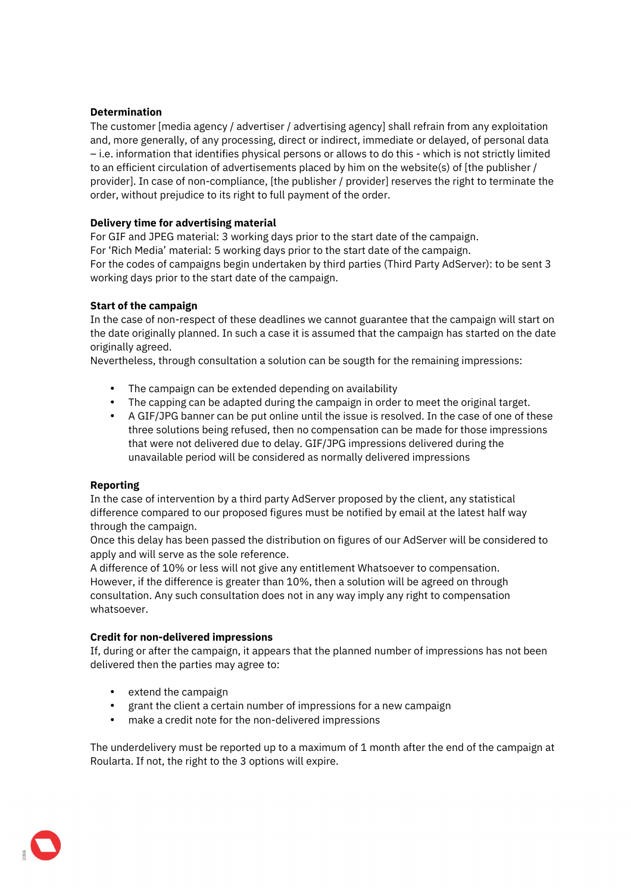**Determination**

The customer [media agency / advertiser / advertising agency] shall refrain from any exploitation and, more generally, of any processing, direct or indirect, immediate or delayed, of personal data – i.e. information that identifies physical persons or allows to do this - which is not strictly limited to an efficient circulation of advertisements placed by him on the website(s) of [the publisher / provider]. In case of non-compliance, [the publisher / provider] reserves the right to terminate the order, without prejudice to its right to full payment of the order.

**Delivery time for advertising material**

For GIF and JPEG material: 3 working days prior to the start date of the campaign.
For 'Rich Media' material: 5 working days prior to the start date of the campaign.
For the codes of campaigns begin undertaken by third parties (Third Party AdServer): to be sent 3 working days prior to the start date of the campaign.

**Start of the campaign**

In the case of non-respect of these deadlines we cannot guarantee that the campaign will start on the date originally planned. In such a case it is assumed that the campaign has started on the date originally agreed.
Nevertheless, through consultation a solution can be sougth for the remaining impressions:

- The campaign can be extended depending on availability
- The capping can be adapted during the campaign in order to meet the original target.
- A GIF/JPG banner can be put online until the issue is resolved. In the case of one of these three solutions being refused, then no compensation can be made for those impressions that were not delivered due to delay. GIF/JPG impressions delivered during the unavailable period will be considered as normally delivered impressions

**Reporting**

In the case of intervention by a third party AdServer proposed by the client, any statistical difference compared to our proposed figures must be notified by email at the latest half way through the campaign.
Once this delay has been passed the distribution on figures of our AdServer will be considered to apply and will serve as the sole reference.
A difference of 10% or less will not give any entitlement Whatsoever to compensation.
However, if the difference is greater than 10%, then a solution will be agreed on through consultation. Any such consultation does not in any way imply any right to compensation whatsoever.

**Credit for non-delivered impressions**

If, during or after the campaign, it appears that the planned number of impressions has not been delivered then the parties may agree to:

- extend the campaign
- grant the client a certain number of impressions for a new campaign
- make a credit note for the non-delivered impressions

The underdelivery must be reported up to a maximum of 1 month after the end of the campaign at Roularta. If not, the right to the 3 options will expire.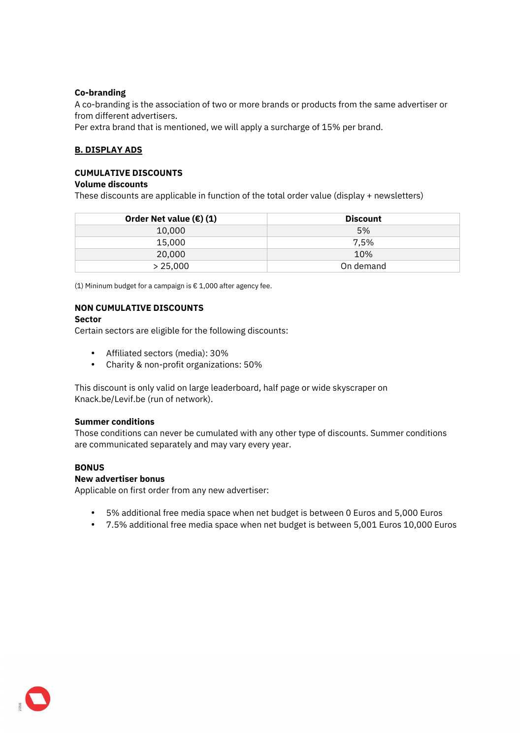**Co-branding**

A co-branding is the association of two or more brands or products from the same advertiser or from different advertisers.
Per extra brand that is mentioned, we will apply a surcharge of 15% per brand.

## B. DISPLAY ADS

### CUMULATIVE DISCOUNTS

**Volume discounts**

These discounts are applicable in function of the total order value (display + newsletters)

| Order Net value (€) (1) | Discount |
|---|---|
| 10,000 | 5% |
| 15,000 | 7,5% |
| 20,000 | 10% |
| > 25,000 | On demand |

(1) Mininum budget for a campaign is € 1,000 after agency fee.

### NON CUMULATIVE DISCOUNTS

**Sector**

Certain sectors are eligible for the following discounts:

- Affiliated sectors (media): 30%
- Charity & non-profit organizations: 50%

This discount is only valid on large leaderboard, half page or wide skyscraper on Knack.be/Levif.be (run of network).

**Summer conditions**

Those conditions can never be cumulated with any other type of discounts. Summer conditions are communicated separately and may vary every year.

### BONUS

**New advertiser bonus**

Applicable on first order from any new advertiser:

- 5% additional free media space when net budget is between 0 Euros and 5,000 Euros
- 7.5% additional free media space when net budget is between 5,001 Euros 10,000 Euros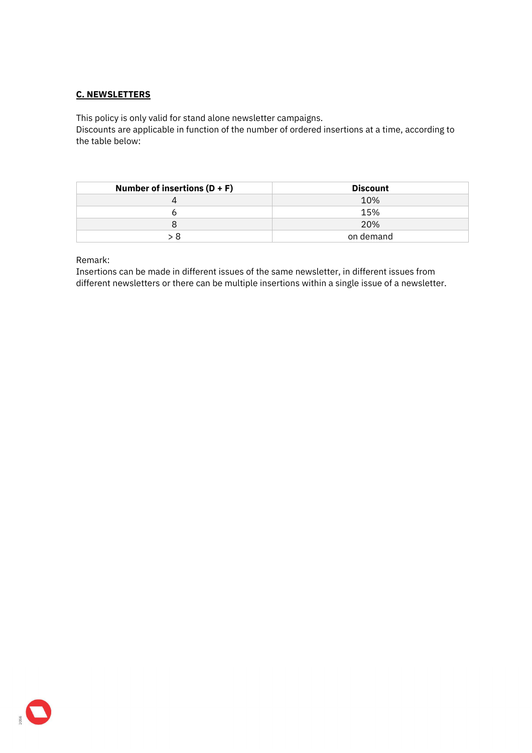## C. NEWSLETTERS

This policy is only valid for stand alone newsletter campaigns.
Discounts are applicable in function of the number of ordered insertions at a time, according to the table below:

| Number of insertions (D + F) | Discount |
|---|---|
| 4 | 10% |
| 6 | 15% |
| 8 | 20% |
| > 8 | on demand |

Remark:
Insertions can be made in different issues of the same newsletter, in different issues from different newsletters or there can be multiple insertions within a single issue of a newsletter.